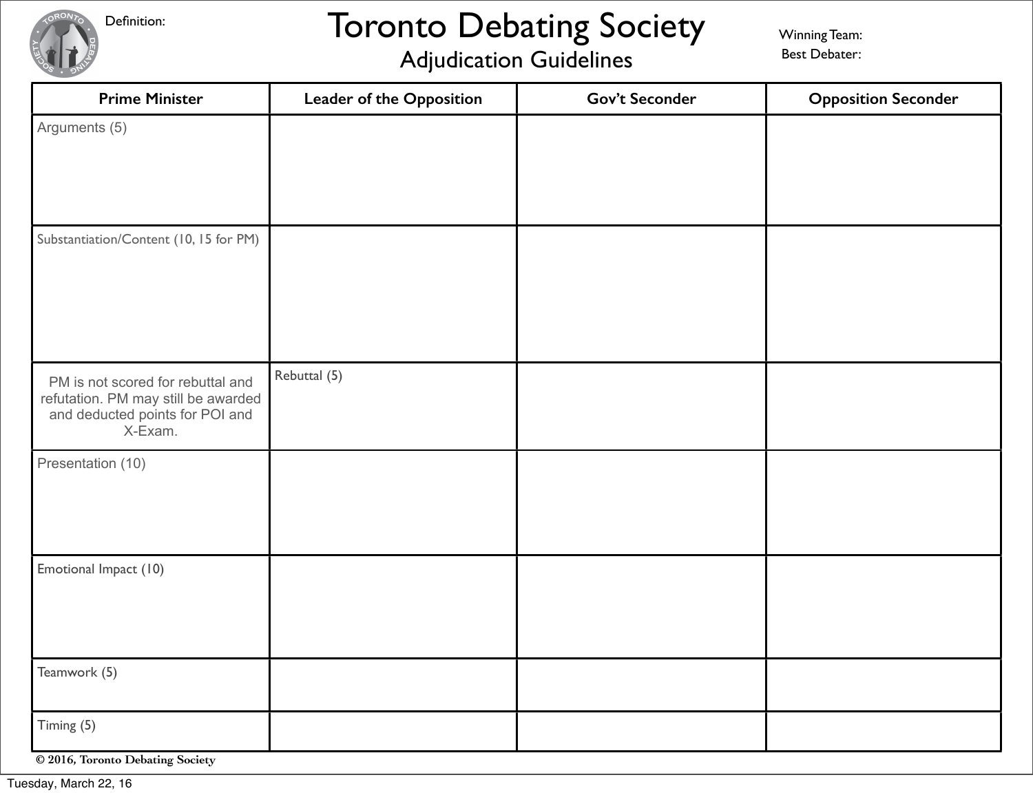Definition:

# Toronto Debating Society

## Adjudication Guidelines

Winning Team:

Best Debater:

| Prime Minister | Leader of the Opposition | Gov't Seconder | Opposition Seconder |
|---|---|---|---|
| Arguments (5) | | | |
| Substantiation/Content (10, 15 for PM) | | | |
| PM is not scored for rebuttal and refutation. PM may still be awarded and deducted points for POI and X-Exam. | Rebuttal (5) | | |
| Presentation (10) | | | |
| Emotional Impact (10) | | | |
| Teamwork (5) | | | |
| Timing (5) | | | |

© 2016, Toronto Debating Society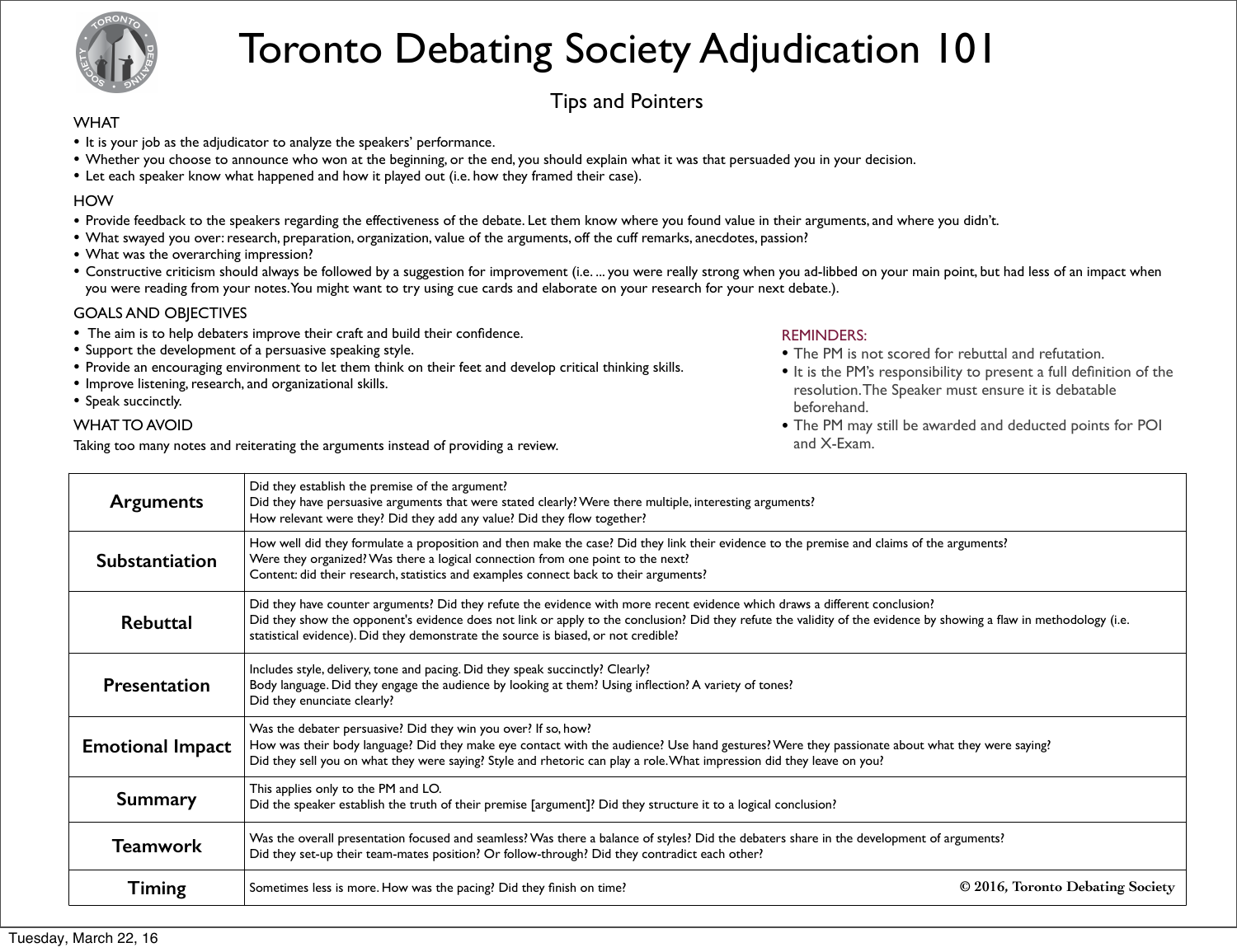# Toronto Debating Society Adjudication 101

## Tips and Pointers

### WHAT

- It is your job as the adjudicator to analyze the speakers' performance.
- Whether you choose to announce who won at the beginning, or the end, you should explain what it was that persuaded you in your decision.
- Let each speaker know what happened and how it played out (i.e. how they framed their case).

### HOW

- Provide feedback to the speakers regarding the effectiveness of the debate. Let them know where you found value in their arguments, and where you didn't.
- What swayed you over: research, preparation, organization, value of the arguments, off the cuff remarks, anecdotes, passion?
- What was the overarching impression?
- Constructive criticism should always be followed by a suggestion for improvement (i.e. ... you were really strong when you ad-libbed on your main point, but had less of an impact when you were reading from your notes. You might want to try using cue cards and elaborate on your research for your next debate.).

### GOALS AND OBJECTIVES

- The aim is to help debaters improve their craft and build their confidence.
- Support the development of a persuasive speaking style.
- Provide an encouraging environment to let them think on their feet and develop critical thinking skills.
- Improve listening, research, and organizational skills.
- Speak succinctly.

### WHAT TO AVOID

Taking too many notes and reiterating the arguments instead of providing a review.

### REMINDERS:

- The PM is not scored for rebuttal and refutation.
- It is the PM's responsibility to present a full definition of the resolution. The Speaker must ensure it is debatable beforehand.
- The PM may still be awarded and deducted points for POI and X-Exam.

| | |
|---|---|
| **Arguments** | Did they establish the premise of the argument?<br>Did they have persuasive arguments that were stated clearly? Were there multiple, interesting arguments?<br>How relevant were they? Did they add any value? Did they flow together? |
| **Substantiation** | How well did they formulate a proposition and then make the case? Did they link their evidence to the premise and claims of the arguments?<br>Were they organized? Was there a logical connection from one point to the next?<br>Content: did their research, statistics and examples connect back to their arguments? |
| **Rebuttal** | Did they have counter arguments? Did they refute the evidence with more recent evidence which draws a different conclusion?<br>Did they show the opponent's evidence does not link or apply to the conclusion? Did they refute the validity of the evidence by showing a flaw in methodology (i.e. statistical evidence). Did they demonstrate the source is biased, or not credible? |
| **Presentation** | Includes style, delivery, tone and pacing. Did they speak succinctly? Clearly?<br>Body language. Did they engage the audience by looking at them? Using inflection? A variety of tones?<br>Did they enunciate clearly? |
| **Emotional Impact** | Was the debater persuasive? Did they win you over? If so, how?<br>How was their body language? Did they make eye contact with the audience? Use hand gestures? Were they passionate about what they were saying?<br>Did they sell you on what they were saying? Style and rhetoric can play a role. What impression did they leave on you? |
| **Summary** | This applies only to the PM and LO.<br>Did the speaker establish the truth of their premise [argument]? Did they structure it to a logical conclusion? |
| **Teamwork** | Was the overall presentation focused and seamless? Was there a balance of styles? Did the debaters share in the development of arguments?<br>Did they set-up their team-mates position? Or follow-through? Did they contradict each other? |
| **Timing** | Sometimes less is more. How was the pacing? Did they finish on time? |

**© 2016, Toronto Debating Society**